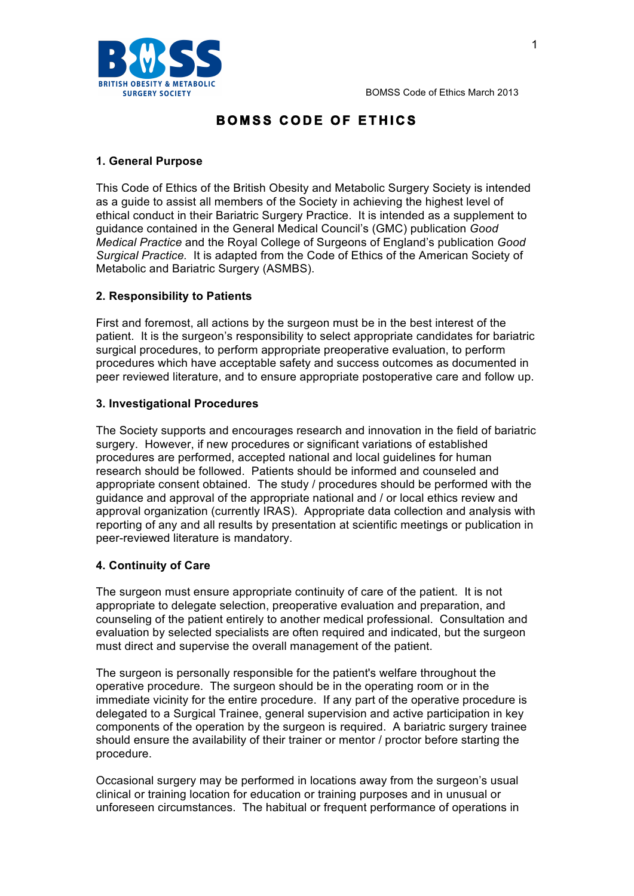# BOMSS CODE OF ETHICS

## 1. General Purpose

This Code of Ethics of the British Obesity and Metabolic Surgery Society is intended as a guide to assist all members of the Society in achieving the highest level of ethical conduct in their Bariatric Surgery Practice. It is intended as a supplement to guidance contained in the General Medical Council's (GMC) publication *Good Medical Practice* and the Royal College of Surgeons of England's publication *Good Surgical Practice*. It is adapted from the Code of Ethics of the American Society of Metabolic and Bariatric Surgery (ASMBS).

## 2. Responsibility to Patients

First and foremost, all actions by the surgeon must be in the best interest of the patient. It is the surgeon's responsibility to select appropriate candidates for bariatric surgical procedures, to perform appropriate preoperative evaluation, to perform procedures which have acceptable safety and success outcomes as documented in peer reviewed literature, and to ensure appropriate postoperative care and follow up.

## 3. Investigational Procedures

The Society supports and encourages research and innovation in the field of bariatric surgery. However, if new procedures or significant variations of established procedures are performed, accepted national and local guidelines for human research should be followed. Patients should be informed and counseled and appropriate consent obtained. The study / procedures should be performed with the guidance and approval of the appropriate national and / or local ethics review and approval organization (currently IRAS). Appropriate data collection and analysis with reporting of any and all results by presentation at scientific meetings or publication in peer-reviewed literature is mandatory.

## 4. Continuity of Care

The surgeon must ensure appropriate continuity of care of the patient. It is not appropriate to delegate selection, preoperative evaluation and preparation, and counseling of the patient entirely to another medical professional. Consultation and evaluation by selected specialists are often required and indicated, but the surgeon must direct and supervise the overall management of the patient.

The surgeon is personally responsible for the patient's welfare throughout the operative procedure. The surgeon should be in the operating room or in the immediate vicinity for the entire procedure. If any part of the operative procedure is delegated to a Surgical Trainee, general supervision and active participation in key components of the operation by the surgeon is required. A bariatric surgery trainee should ensure the availability of their trainer or mentor / proctor before starting the procedure.

Occasional surgery may be performed in locations away from the surgeon's usual clinical or training location for education or training purposes and in unusual or unforeseen circumstances. The habitual or frequent performance of operations in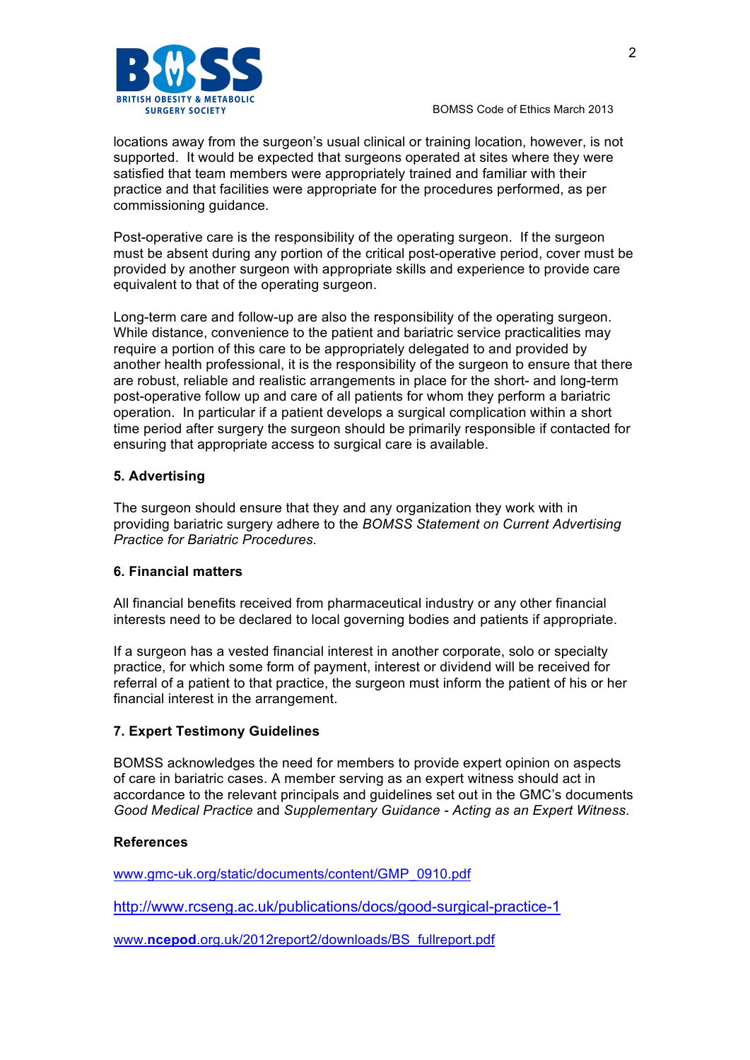locations away from the surgeon's usual clinical or training location, however, is not supported. It would be expected that surgeons operated at sites where they were satisfied that team members were appropriately trained and familiar with their practice and that facilities were appropriate for the procedures performed, as per commissioning guidance.

Post-operative care is the responsibility of the operating surgeon. If the surgeon must be absent during any portion of the critical post-operative period, cover must be provided by another surgeon with appropriate skills and experience to provide care equivalent to that of the operating surgeon.

Long-term care and follow-up are also the responsibility of the operating surgeon. While distance, convenience to the patient and bariatric service practicalities may require a portion of this care to be appropriately delegated to and provided by another health professional, it is the responsibility of the surgeon to ensure that there are robust, reliable and realistic arrangements in place for the short- and long-term post-operative follow up and care of all patients for whom they perform a bariatric operation. In particular if a patient develops a surgical complication within a short time period after surgery the surgeon should be primarily responsible if contacted for ensuring that appropriate access to surgical care is available.

**5. Advertising**

The surgeon should ensure that they and any organization they work with in providing bariatric surgery adhere to the *BOMSS Statement on Current Advertising Practice for Bariatric Procedures*.

**6. Financial matters**

All financial benefits received from pharmaceutical industry or any other financial interests need to be declared to local governing bodies and patients if appropriate.

If a surgeon has a vested financial interest in another corporate, solo or specialty practice, for which some form of payment, interest or dividend will be received for referral of a patient to that practice, the surgeon must inform the patient of his or her financial interest in the arrangement.

**7. Expert Testimony Guidelines**

BOMSS acknowledges the need for members to provide expert opinion on aspects of care in bariatric cases. A member serving as an expert witness should act in accordance to the relevant principals and guidelines set out in the GMC's documents *Good Medical Practice* and *Supplementary Guidance - Acting as an Expert Witness*.

**References**

www.gmc-uk.org/static/documents/content/GMP_0910.pdf

http://www.rcseng.ac.uk/publications/docs/good-surgical-practice-1

www.**ncepod**.org.uk/2012report2/downloads/BS_fullreport.pdf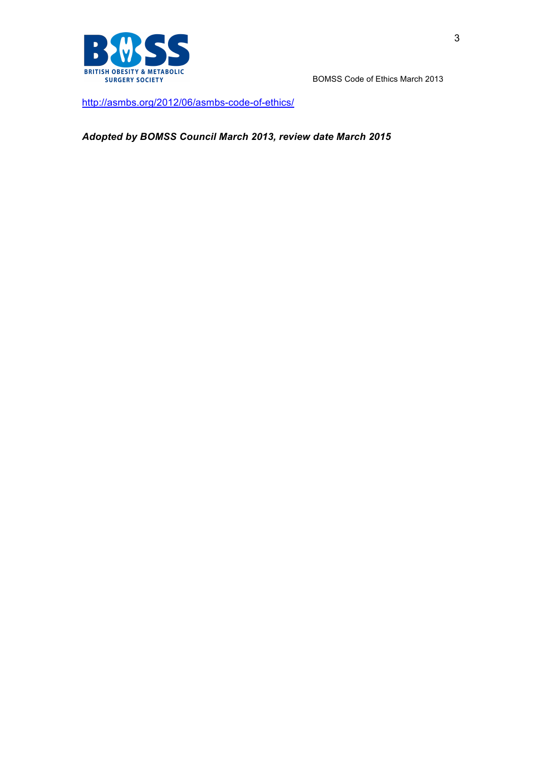http://asmbs.org/2012/06/asmbs-code-of-ethics/

***Adopted by BOMSS Council March 2013, review date March 2015***